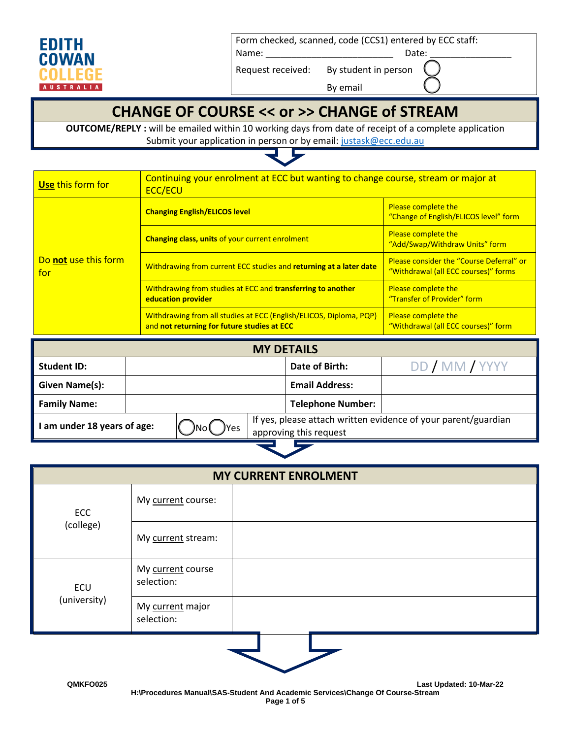EDITH COWAN COLLEGE AUSTRALIA

Form checked, scanned, code (CCS1) entered by ECC staff:
Name: _________________________ Date: _______________

Request received: By student in person ◯
By email ◯

# CHANGE OF COURSE << or >> CHANGE of STREAM

**OUTCOME/REPLY :** will be emailed within 10 working days from date of receipt of a complete application
Submit your application in person or by email: justask@ecc.edu.au

| **Use** this form for | Continuing your enrolment at ECC but wanting to change course, stream or major at ECC/ECU | |
|---|---|---|
| Do **not** use this form for | **Changing English/ELICOS level** | Please complete the "Change of English/ELICOS level" form |
| | **Changing class, units** of your current enrolment | Please complete the "Add/Swap/Withdraw Units" form |
| | Withdrawing from current ECC studies and **returning at a later date** | Please consider the "Course Deferral" or "Withdrawal (all ECC courses)" forms |
| | Withdrawing from studies at ECC and **transferring to another education provider** | Please complete the "Transfer of Provider" form |
| | Withdrawing from all studies at ECC (English/ELICOS, Diploma, PQP) and **not returning for future studies at ECC** | Please complete the "Withdrawal (all ECC courses)" form |

## MY DETAILS

| **Student ID:** | | **Date of Birth:** | DD / MM / YYYY |
|---|---|---|---|
| **Given Name(s):** | | **Email Address:** | |
| **Family Name:** | | **Telephone Number:** | |
| **I am under 18 years of age:** | ◯No ◯Yes | If yes, please attach written evidence of your parent/guardian approving this request | |

## MY CURRENT ENROLMENT

| | | |
|---|---|---|
| ECC (college) | My current course: | |
| | My current stream: | |
| ECU (university) | My current course selection: | |
| | My current major selection: | |

QMKFO025 Last Updated: 10-Mar-22
H:\Procedures Manual\SAS-Student And Academic Services\Change Of Course-Stream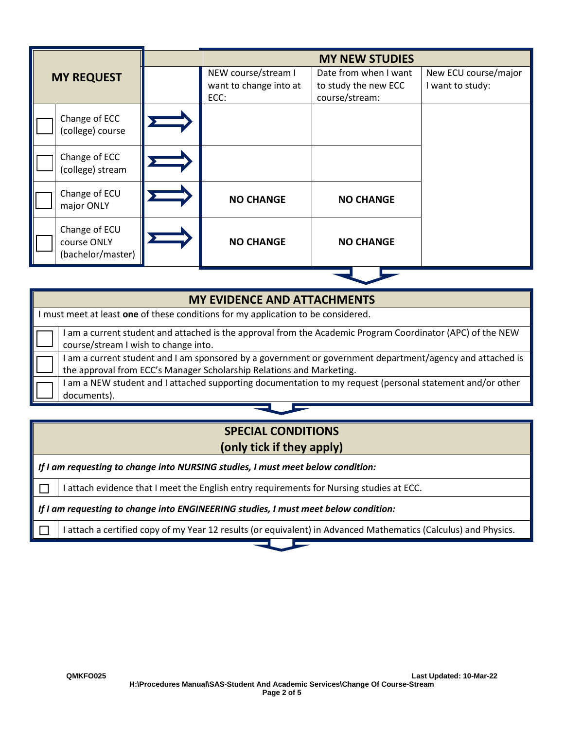| MY REQUEST | | | MY NEW STUDIES | | |
|---|---|---|---|---|---|
| | | | NEW course/stream I want to change into at ECC: | Date from when I want to study the new ECC course/stream: | New ECC course/major I want to study: |
| ☐ | Change of ECC (college) course | ⟹ | | | |
| ☐ | Change of ECC (college) stream | ⟹ | | | |
| ☐ | Change of ECU major ONLY | ⟹ | **NO CHANGE** | **NO CHANGE** | |
| ☐ | Change of ECU course ONLY (bachelor/master) | ⟹ | **NO CHANGE** | **NO CHANGE** | |

## MY EVIDENCE AND ATTACHMENTS

I must meet at least **one** of these conditions for my application to be considered.

| | |
|---|---|
| ☐ | I am a current student and attached is the approval from the Academic Program Coordinator (APC) of the NEW course/stream I wish to change into. |
| ☐ | I am a current student and I am sponsored by a government or government department/agency and attached is the approval from ECC's Manager Scholarship Relations and Marketing. |
| ☐ | I am a NEW student and I attached supporting documentation to my request (personal statement and/or other documents). |

## SPECIAL CONDITIONS (only tick if they apply)

***If I am requesting to change into NURSING studies, I must meet below condition:***

| | |
|---|---|
| ☐ | I attach evidence that I meet the English entry requirements for Nursing studies at ECC. |

***If I am requesting to change into ENGINEERING studies, I must meet below condition:***

| | |
|---|---|
| ☐ | I attach a certified copy of my Year 12 results (or equivalent) in Advanced Mathematics (Calculus) and Physics. |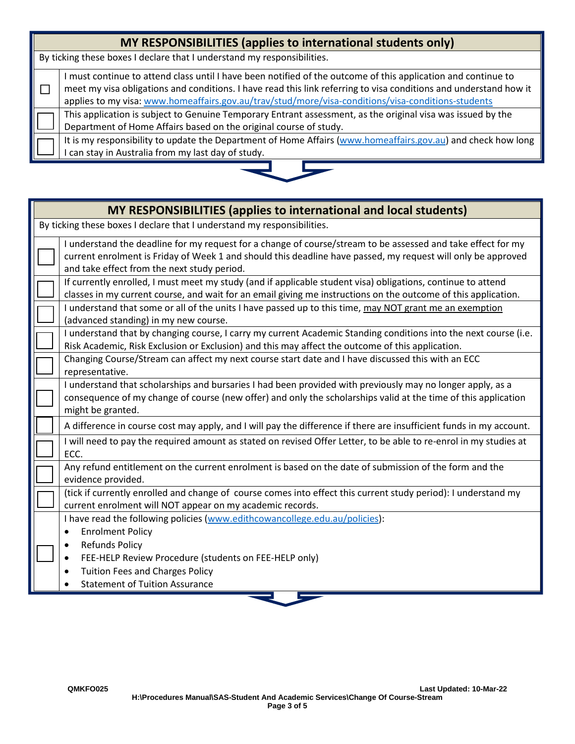| **MY RESPONSIBILITIES (applies to international students only)** | |
|---|---|
| By ticking these boxes I declare that I understand my responsibilities. | |
| ☐ | I must continue to attend class until I have been notified of the outcome of this application and continue to meet my visa obligations and conditions. I have read this link referring to visa conditions and understand how it applies to my visa: www.homeaffairs.gov.au/trav/stud/more/visa-conditions/visa-conditions-students |
| ☐ | This application is subject to Genuine Temporary Entrant assessment, as the original visa was issued by the Department of Home Affairs based on the original course of study. |
| ☐ | It is my responsibility to update the Department of Home Affairs (www.homeaffairs.gov.au) and check how long I can stay in Australia from my last day of study. |

| **MY RESPONSIBILITIES (applies to international and local students)** | |
|---|---|
| By ticking these boxes I declare that I understand my responsibilities. | |
| ☐ | I understand the deadline for my request for a change of course/stream to be assessed and take effect for my current enrolment is Friday of Week 1 and should this deadline have passed, my request will only be approved and take effect from the next study period. |
| ☐ | If currently enrolled, I must meet my study (and if applicable student visa) obligations, continue to attend classes in my current course, and wait for an email giving me instructions on the outcome of this application. |
| ☐ | I understand that some or all of the units I have passed up to this time, may NOT grant me an exemption (advanced standing) in my new course. |
| ☐ | I understand that by changing course, I carry my current Academic Standing conditions into the next course (i.e. Risk Academic, Risk Exclusion or Exclusion) and this may affect the outcome of this application. |
| ☐ | Changing Course/Stream can affect my next course start date and I have discussed this with an ECC representative. |
| ☐ | I understand that scholarships and bursaries I had been provided with previously may no longer apply, as a consequence of my change of course (new offer) and only the scholarships valid at the time of this application might be granted. |
| ☐ | A difference in course cost may apply, and I will pay the difference if there are insufficient funds in my account. |
| ☐ | I will need to pay the required amount as stated on revised Offer Letter, to be able to re-enrol in my studies at ECC. |
| ☐ | Any refund entitlement on the current enrolment is based on the date of submission of the form and the evidence provided. |
| ☐ | (tick if currently enrolled and change of course comes into effect this current study period): I understand my current enrolment will NOT appear on my academic records. |
| ☐ | I have read the following policies (www.edithcowancollege.edu.au/policies): <br>• Enrolment Policy <br>• Refunds Policy <br>• FEE-HELP Review Procedure (students on FEE-HELP only) <br>• Tuition Fees and Charges Policy <br>• Statement of Tuition Assurance |

QMKFO025 Last Updated: 10-Mar-22
H:\Procedures Manual\SAS-Student And Academic Services\Change Of Course-Stream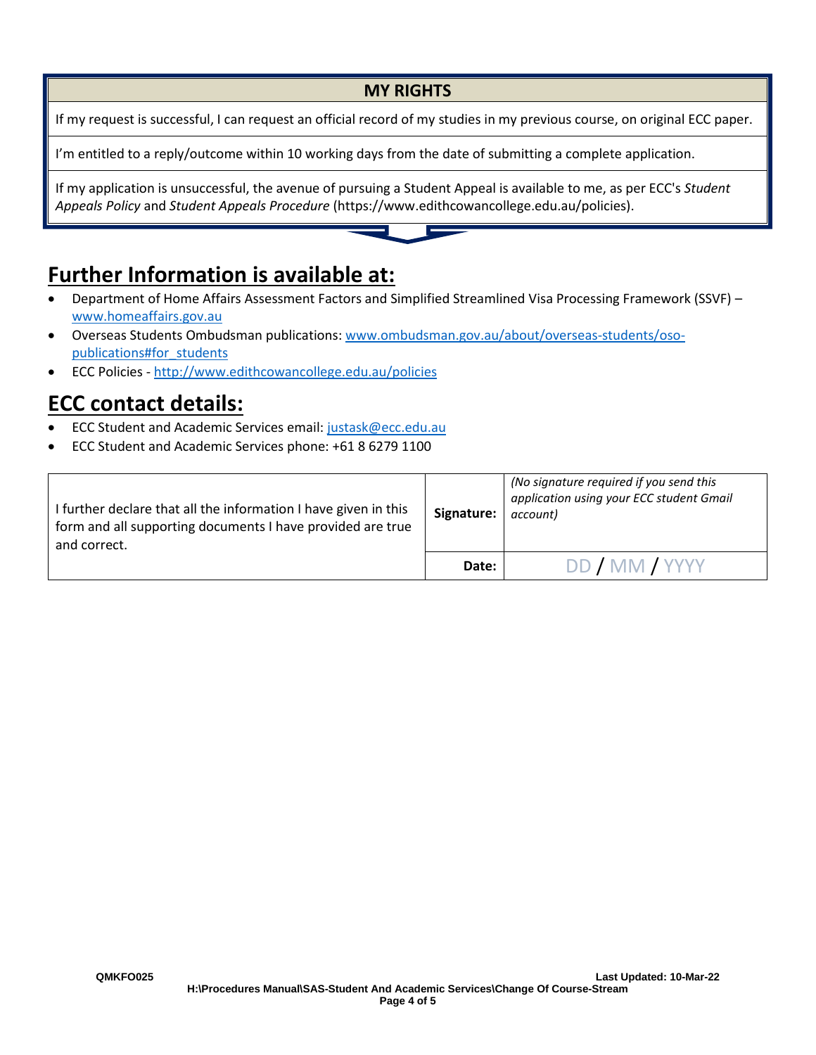| MY RIGHTS |
| --- |
| If my request is successful, I can request an official record of my studies in my previous course, on original ECC paper. |
| I'm entitled to a reply/outcome within 10 working days from the date of submitting a complete application. |
| If my application is unsuccessful, the avenue of pursuing a Student Appeal is available to me, as per ECC's *Student Appeals Policy* and *Student Appeals Procedure* (https://www.edithcowancollege.edu.au/policies). |

# Further Information is available at:

- Department of Home Affairs Assessment Factors and Simplified Streamlined Visa Processing Framework (SSVF) – www.homeaffairs.gov.au
- Overseas Students Ombudsman publications: www.ombudsman.gov.au/about/overseas-students/oso-publications#for_students
- ECC Policies - http://www.edithcowancollege.edu.au/policies

# ECC contact details:

- ECC Student and Academic Services email: justask@ecc.edu.au
- ECC Student and Academic Services phone: +61 8 6279 1100

| I further declare that all the information I have given in this form and all supporting documents I have provided are true and correct. | **Signature:** | *(No signature required if you send this application using your ECC student Gmail account)* |
| --- | --- | --- |
| | **Date:** | DD / MM / YYYY |

QMKFO025 Last Updated: 10-Mar-22
H:\Procedures Manual\SAS-Student And Academic Services\Change Of Course-Stream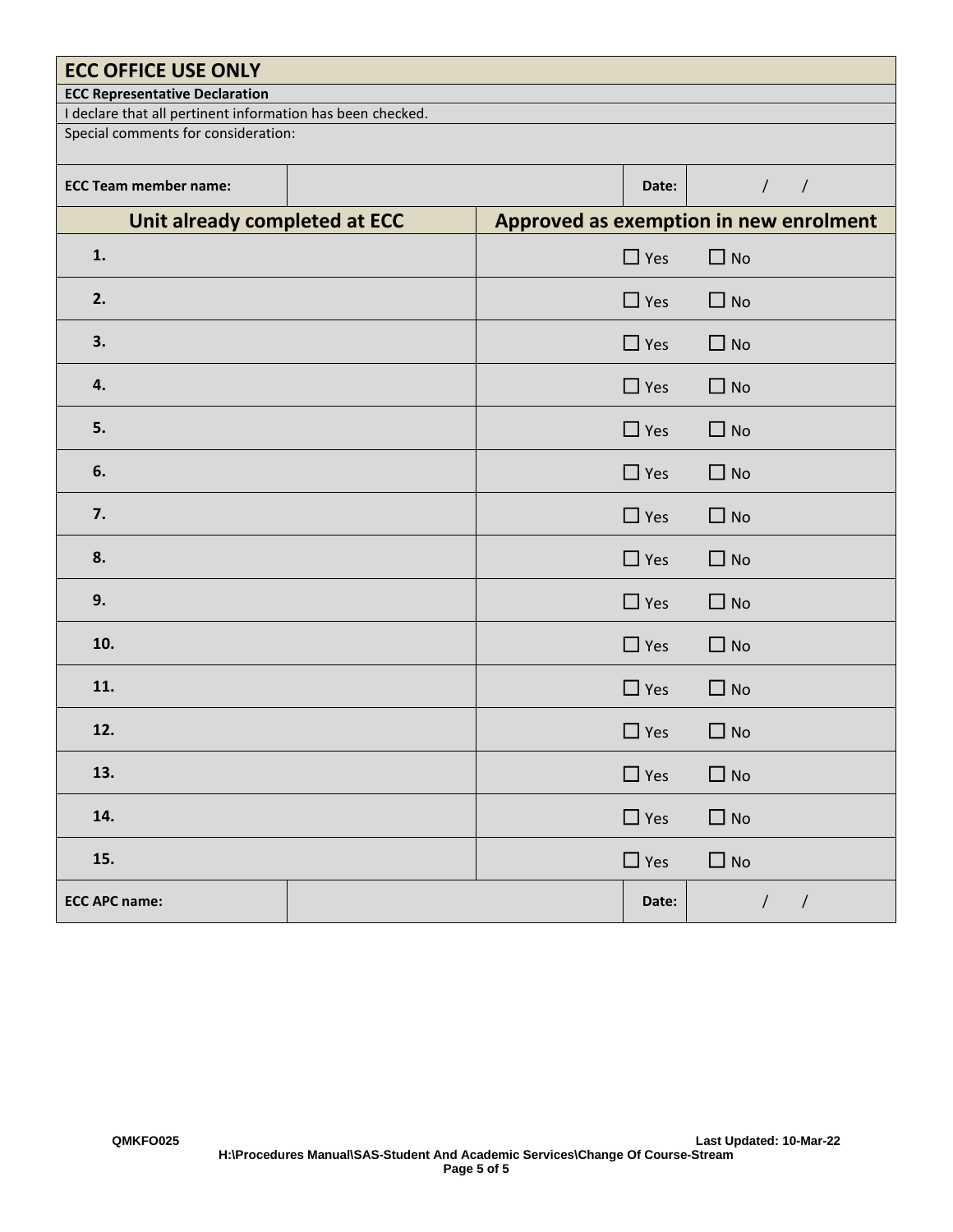## ECC OFFICE USE ONLY

**ECC Representative Declaration**

I declare that all pertinent information has been checked.

Special comments for consideration:

| | | | |
|---|---|---|---|
| **ECC Team member name:** | | **Date:** | / / |

| Unit already completed at ECC | Approved as exemption in new enrolment |
|---|---|
| **1.** | ☐ Yes ☐ No |
| **2.** | ☐ Yes ☐ No |
| **3.** | ☐ Yes ☐ No |
| **4.** | ☐ Yes ☐ No |
| **5.** | ☐ Yes ☐ No |
| **6.** | ☐ Yes ☐ No |
| **7.** | ☐ Yes ☐ No |
| **8.** | ☐ Yes ☐ No |
| **9.** | ☐ Yes ☐ No |
| **10.** | ☐ Yes ☐ No |
| **11.** | ☐ Yes ☐ No |
| **12.** | ☐ Yes ☐ No |
| **13.** | ☐ Yes ☐ No |
| **14.** | ☐ Yes ☐ No |
| **15.** | ☐ Yes ☐ No |

| | | | |
|---|---|---|---|
| **ECC APC name:** | | **Date:** | / / |